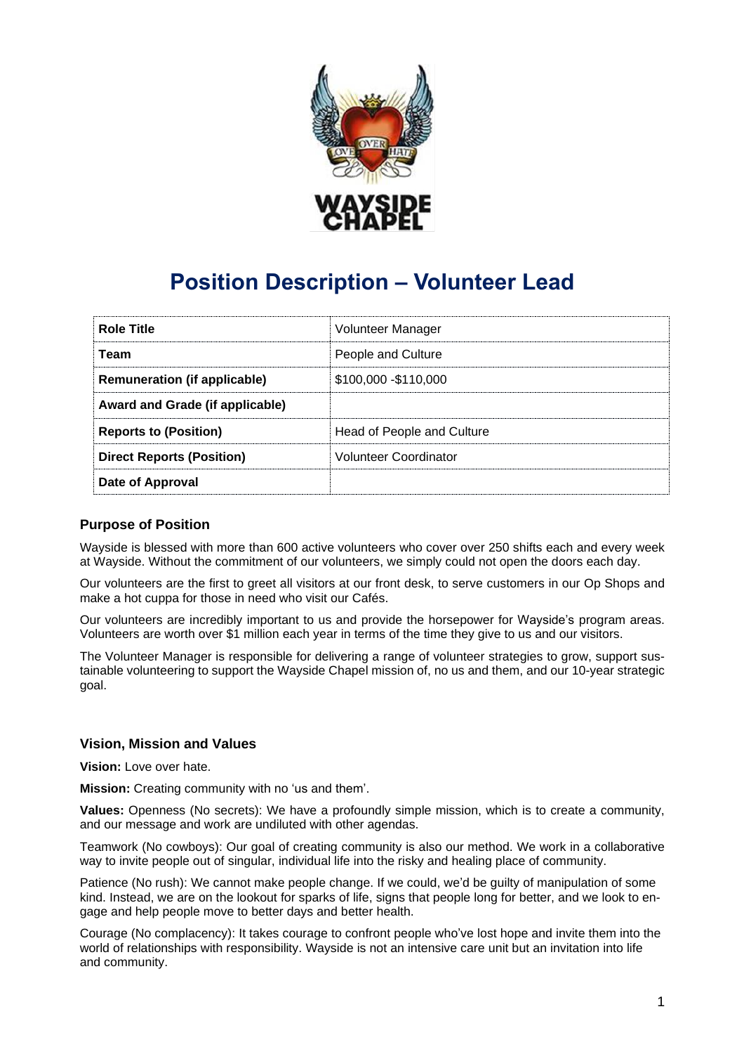# Position Description – Volunteer Lead

| Role Title | Volunteer Manager |
|---|---|
| Team | People and Culture |
| Remuneration (if applicable) | $100,000 -$110,000 |
| Award and Grade (if applicable) | |
| Reports to (Position) | Head of People and Culture |
| Direct Reports (Position) | Volunteer Coordinator |
| Date of Approval | |

### Purpose of Position

Wayside is blessed with more than 600 active volunteers who cover over 250 shifts each and every week at Wayside. Without the commitment of our volunteers, we simply could not open the doors each day.

Our volunteers are the first to greet all visitors at our front desk, to serve customers in our Op Shops and make a hot cuppa for those in need who visit our Cafés.

Our volunteers are incredibly important to us and provide the horsepower for Wayside's program areas. Volunteers are worth over $1 million each year in terms of the time they give to us and our visitors.

The Volunteer Manager is responsible for delivering a range of volunteer strategies to grow, support sustainable volunteering to support the Wayside Chapel mission of, no us and them, and our 10-year strategic goal.

### Vision, Mission and Values

**Vision:** Love over hate.

**Mission:** Creating community with no 'us and them'.

**Values:** Openness (No secrets): We have a profoundly simple mission, which is to create a community, and our message and work are undiluted with other agendas.

Teamwork (No cowboys): Our goal of creating community is also our method. We work in a collaborative way to invite people out of singular, individual life into the risky and healing place of community.

Patience (No rush): We cannot make people change. If we could, we'd be guilty of manipulation of some kind. Instead, we are on the lookout for sparks of life, signs that people long for better, and we look to engage and help people move to better days and better health.

Courage (No complacency): It takes courage to confront people who've lost hope and invite them into the world of relationships with responsibility. Wayside is not an intensive care unit but an invitation into life and community.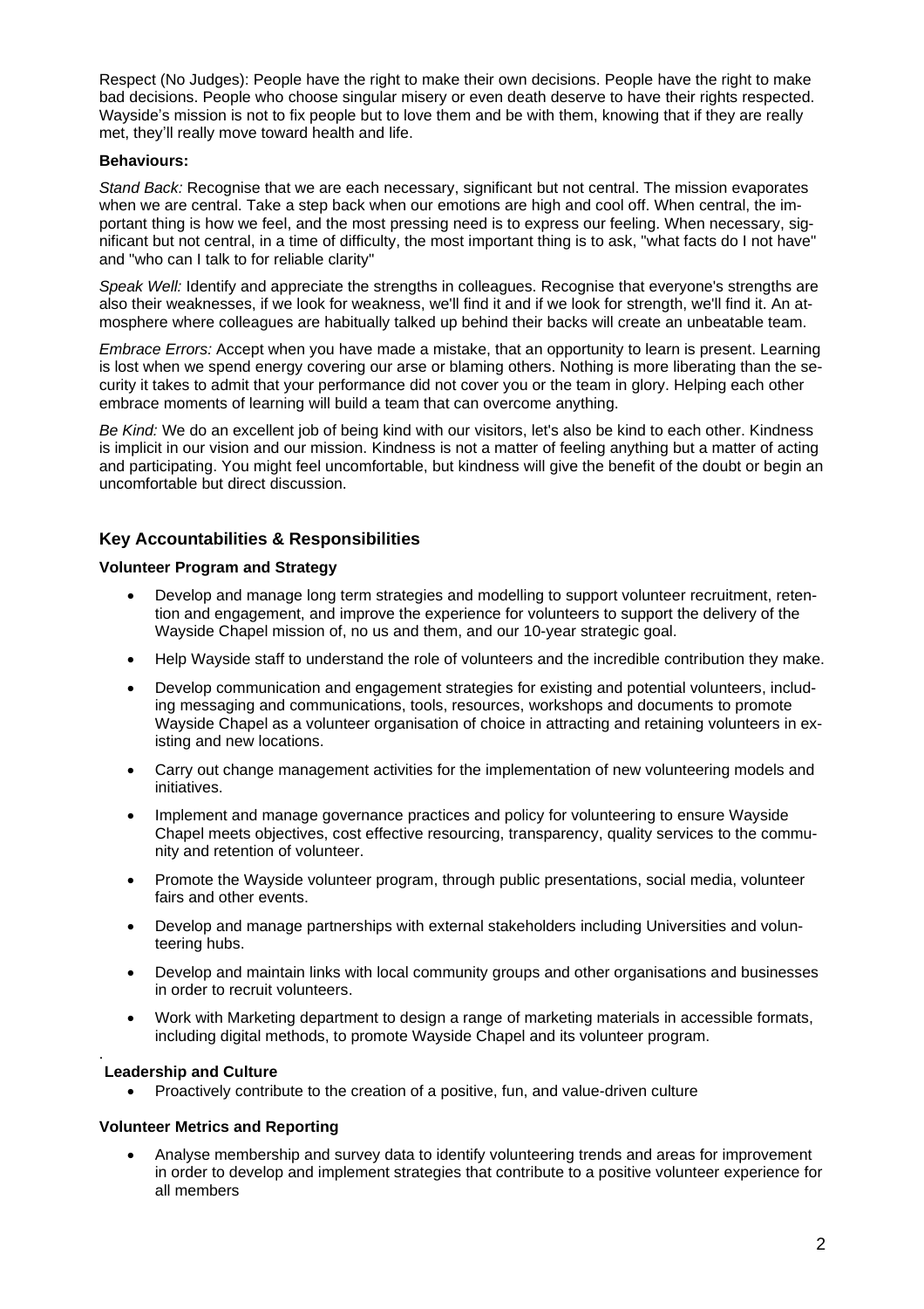Respect (No Judges): People have the right to make their own decisions. People have the right to make bad decisions. People who choose singular misery or even death deserve to have their rights respected. Wayside's mission is not to fix people but to love them and be with them, knowing that if they are really met, they'll really move toward health and life.

**Behaviours:**

*Stand Back:* Recognise that we are each necessary, significant but not central. The mission evaporates when we are central. Take a step back when our emotions are high and cool off. When central, the important thing is how we feel, and the most pressing need is to express our feeling. When necessary, significant but not central, in a time of difficulty, the most important thing is to ask, "what facts do I not have" and "who can I talk to for reliable clarity"

*Speak Well:* Identify and appreciate the strengths in colleagues. Recognise that everyone's strengths are also their weaknesses, if we look for weakness, we'll find it and if we look for strength, we'll find it. An atmosphere where colleagues are habitually talked up behind their backs will create an unbeatable team.

*Embrace Errors:* Accept when you have made a mistake, that an opportunity to learn is present. Learning is lost when we spend energy covering our arse or blaming others. Nothing is more liberating than the security it takes to admit that your performance did not cover you or the team in glory. Helping each other embrace moments of learning will build a team that can overcome anything.

*Be Kind:* We do an excellent job of being kind with our visitors, let's also be kind to each other. Kindness is implicit in our vision and our mission. Kindness is not a matter of feeling anything but a matter of acting and participating. You might feel uncomfortable, but kindness will give the benefit of the doubt or begin an uncomfortable but direct discussion.

## Key Accountabilities & Responsibilities

**Volunteer Program and Strategy**

- Develop and manage long term strategies and modelling to support volunteer recruitment, retention and engagement, and improve the experience for volunteers to support the delivery of the Wayside Chapel mission of, no us and them, and our 10-year strategic goal.
- Help Wayside staff to understand the role of volunteers and the incredible contribution they make.
- Develop communication and engagement strategies for existing and potential volunteers, including messaging and communications, tools, resources, workshops and documents to promote Wayside Chapel as a volunteer organisation of choice in attracting and retaining volunteers in existing and new locations.
- Carry out change management activities for the implementation of new volunteering models and initiatives.
- Implement and manage governance practices and policy for volunteering to ensure Wayside Chapel meets objectives, cost effective resourcing, transparency, quality services to the community and retention of volunteer.
- Promote the Wayside volunteer program, through public presentations, social media, volunteer fairs and other events.
- Develop and manage partnerships with external stakeholders including Universities and volunteering hubs.
- Develop and maintain links with local community groups and other organisations and businesses in order to recruit volunteers.
- Work with Marketing department to design a range of marketing materials in accessible formats, including digital methods, to promote Wayside Chapel and its volunteer program.

**Leadership and Culture**

- Proactively contribute to the creation of a positive, fun, and value-driven culture

**Volunteer Metrics and Reporting**

- Analyse membership and survey data to identify volunteering trends and areas for improvement in order to develop and implement strategies that contribute to a positive volunteer experience for all members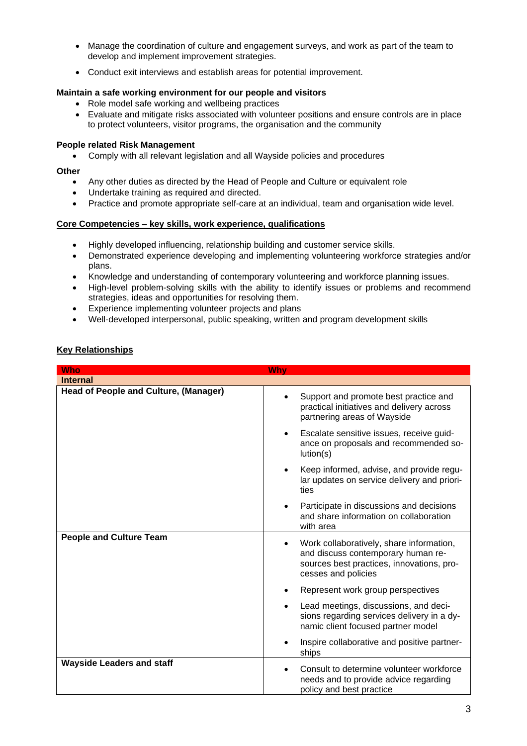- Manage the coordination of culture and engagement surveys, and work as part of the team to develop and implement improvement strategies.
- Conduct exit interviews and establish areas for potential improvement.

**Maintain a safe working environment for our people and visitors**

- Role model safe working and wellbeing practices
- Evaluate and mitigate risks associated with volunteer positions and ensure controls are in place to protect volunteers, visitor programs, the organisation and the community

**People related Risk Management**

- Comply with all relevant legislation and all Wayside policies and procedures

**Other**

- Any other duties as directed by the Head of People and Culture or equivalent role
- Undertake training as required and directed.
- Practice and promote appropriate self-care at an individual, team and organisation wide level.

**Core Competencies – key skills, work experience, qualifications**

- Highly developed influencing, relationship building and customer service skills.
- Demonstrated experience developing and implementing volunteering workforce strategies and/or plans.
- Knowledge and understanding of contemporary volunteering and workforce planning issues.
- High-level problem-solving skills with the ability to identify issues or problems and recommend strategies, ideas and opportunities for resolving them.
- Experience implementing volunteer projects and plans
- Well-developed interpersonal, public speaking, written and program development skills

**Key Relationships**

| Who | Why |
|---|---|
| **Internal** | |
| **Head of People and Culture, (Manager)** | • Support and promote best practice and practical initiatives and delivery across partnering areas of Wayside<br>• Escalate sensitive issues, receive guidance on proposals and recommended solution(s)<br>• Keep informed, advise, and provide regular updates on service delivery and priorities<br>• Participate in discussions and decisions and share information on collaboration with area |
| **People and Culture Team** | • Work collaboratively, share information, and discuss contemporary human resources best practices, innovations, processes and policies<br>• Represent work group perspectives<br>• Lead meetings, discussions, and decisions regarding services delivery in a dynamic client focused partner model<br>• Inspire collaborative and positive partnerships |
| **Wayside Leaders and staff** | • Consult to determine volunteer workforce needs and to provide advice regarding policy and best practice |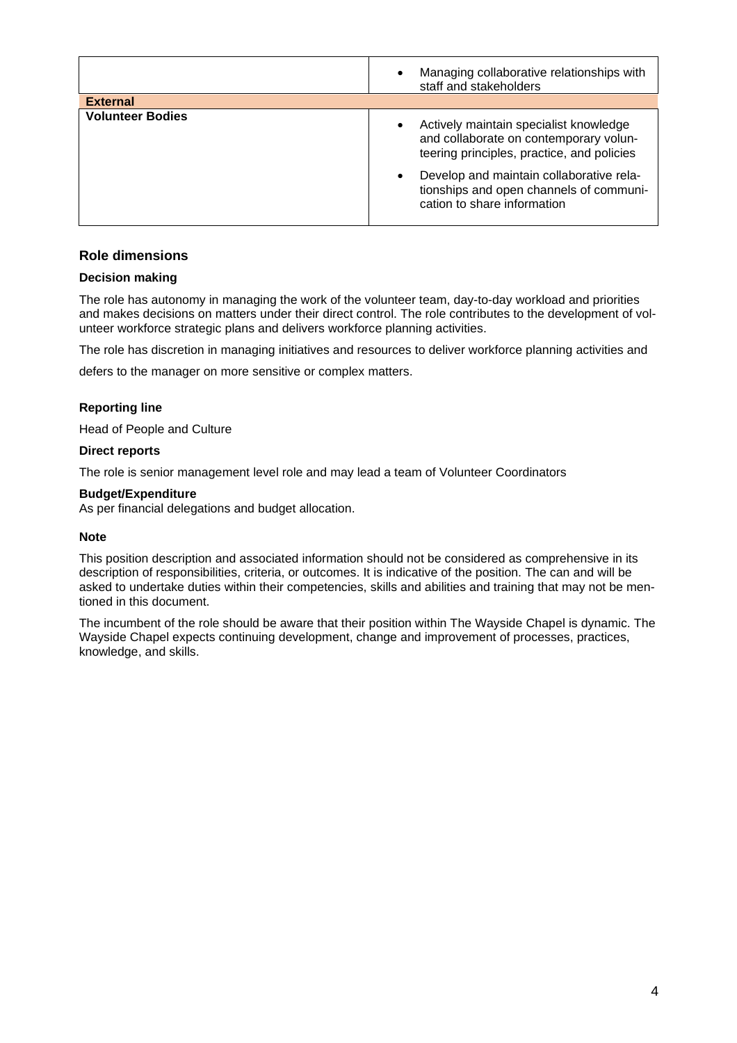| | |
|---|---|
| | • Managing collaborative relationships with staff and stakeholders |
| **External** | |
| **Volunteer Bodies** | • Actively maintain specialist knowledge and collaborate on contemporary volunteering principles, practice, and policies<br>• Develop and maintain collaborative relationships and open channels of communication to share information |

## Role dimensions

### Decision making

The role has autonomy in managing the work of the volunteer team, day-to-day workload and priorities and makes decisions on matters under their direct control. The role contributes to the development of volunteer workforce strategic plans and delivers workforce planning activities.

The role has discretion in managing initiatives and resources to deliver workforce planning activities and

defers to the manager on more sensitive or complex matters.

### Reporting line

Head of People and Culture

### Direct reports

The role is senior management level role and may lead a team of Volunteer Coordinators

### Budget/Expenditure

As per financial delegations and budget allocation.

### Note

This position description and associated information should not be considered as comprehensive in its description of responsibilities, criteria, or outcomes. It is indicative of the position. The can and will be asked to undertake duties within their competencies, skills and abilities and training that may not be mentioned in this document.

The incumbent of the role should be aware that their position within The Wayside Chapel is dynamic. The Wayside Chapel expects continuing development, change and improvement of processes, practices, knowledge, and skills.